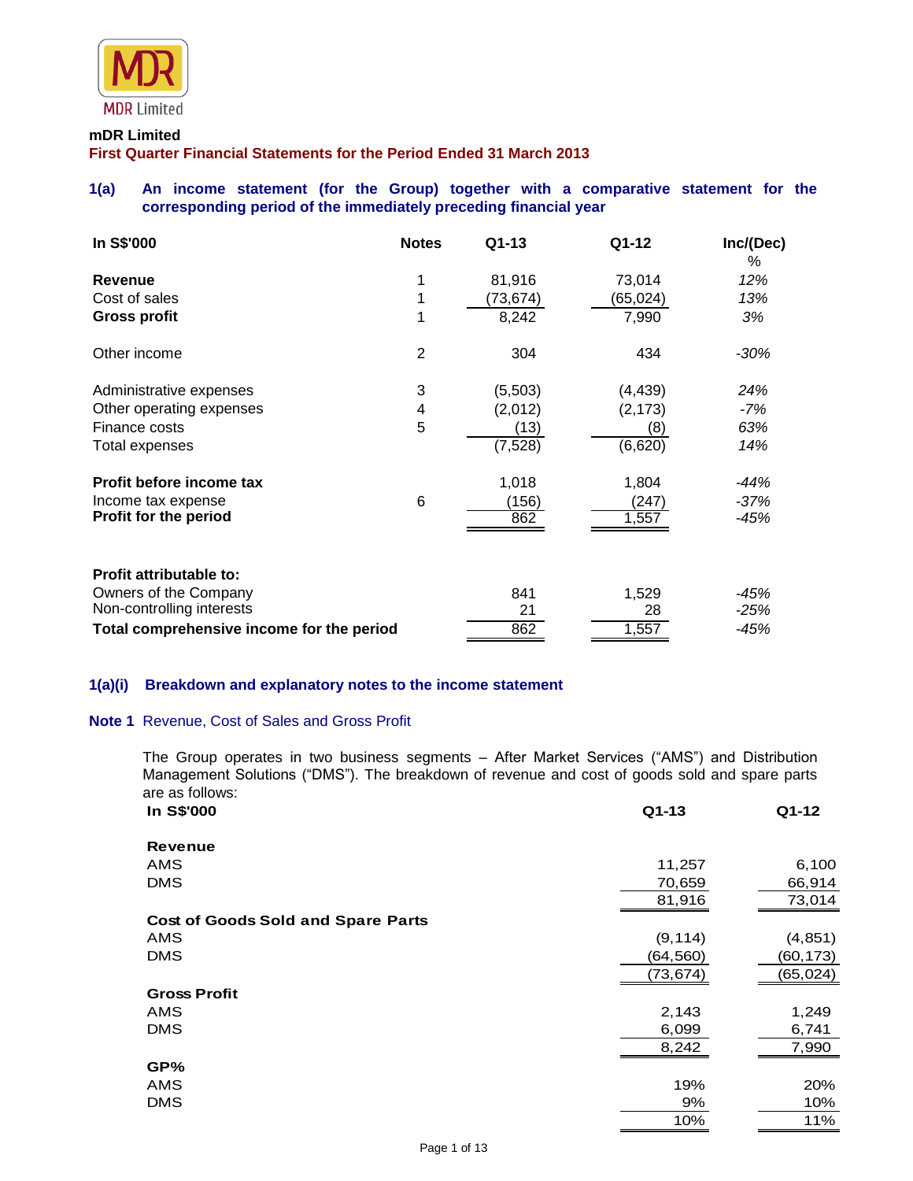MDR Limited

**mDR Limited**

**First Quarter Financial Statements for the Period Ended 31 March 2013**

### 1(a) An income statement (for the Group) together with a comparative statement for the corresponding period of the immediately preceding financial year

| In S$'000 | Notes | Q1-13 | Q1-12 | Inc/(Dec) % |
|---|---|---|---|---|
| **Revenue** | 1 | 81,916 | 73,014 | *12%* |
| Cost of sales | 1 | (73,674) | (65,024) | *13%* |
| **Gross profit** | 1 | 8,242 | 7,990 | *3%* |
| | | | | |
| Other income | 2 | 304 | 434 | *-30%* |
| | | | | |
| Administrative expenses | 3 | (5,503) | (4,439) | *24%* |
| Other operating expenses | 4 | (2,012) | (2,173) | *-7%* |
| Finance costs | 5 | (13) | (8) | *63%* |
| Total expenses | | (7,528) | (6,620) | *14%* |
| | | | | |
| **Profit before income tax** | | 1,018 | 1,804 | *-44%* |
| Income tax expense | 6 | (156) | (247) | *-37%* |
| **Profit for the period** | | 862 | 1,557 | *-45%* |
| | | | | |
| **Profit attributable to:** | | | | |
| Owners of the Company | | 841 | 1,529 | *-45%* |
| Non-controlling interests | | 21 | 28 | *-25%* |
| **Total comprehensive income for the period** | | 862 | 1,557 | *-45%* |

### 1(a)(i) Breakdown and explanatory notes to the income statement

**Note 1** Revenue, Cost of Sales and Gross Profit

The Group operates in two business segments – After Market Services ("AMS") and Distribution Management Solutions ("DMS"). The breakdown of revenue and cost of goods sold and spare parts are as follows:

| In S$'000 | Q1-13 | Q1-12 |
|---|---|---|
| **Revenue** | | |
| AMS | 11,257 | 6,100 |
| DMS | 70,659 | 66,914 |
| | 81,916 | 73,014 |
| **Cost of Goods Sold and Spare Parts** | | |
| AMS | (9,114) | (4,851) |
| DMS | (64,560) | (60,173) |
| | (73,674) | (65,024) |
| **Gross Profit** | | |
| AMS | 2,143 | 1,249 |
| DMS | 6,099 | 6,741 |
| | 8,242 | 7,990 |
| **GP%** | | |
| AMS | 19% | 20% |
| DMS | 9% | 10% |
| | 10% | 11% |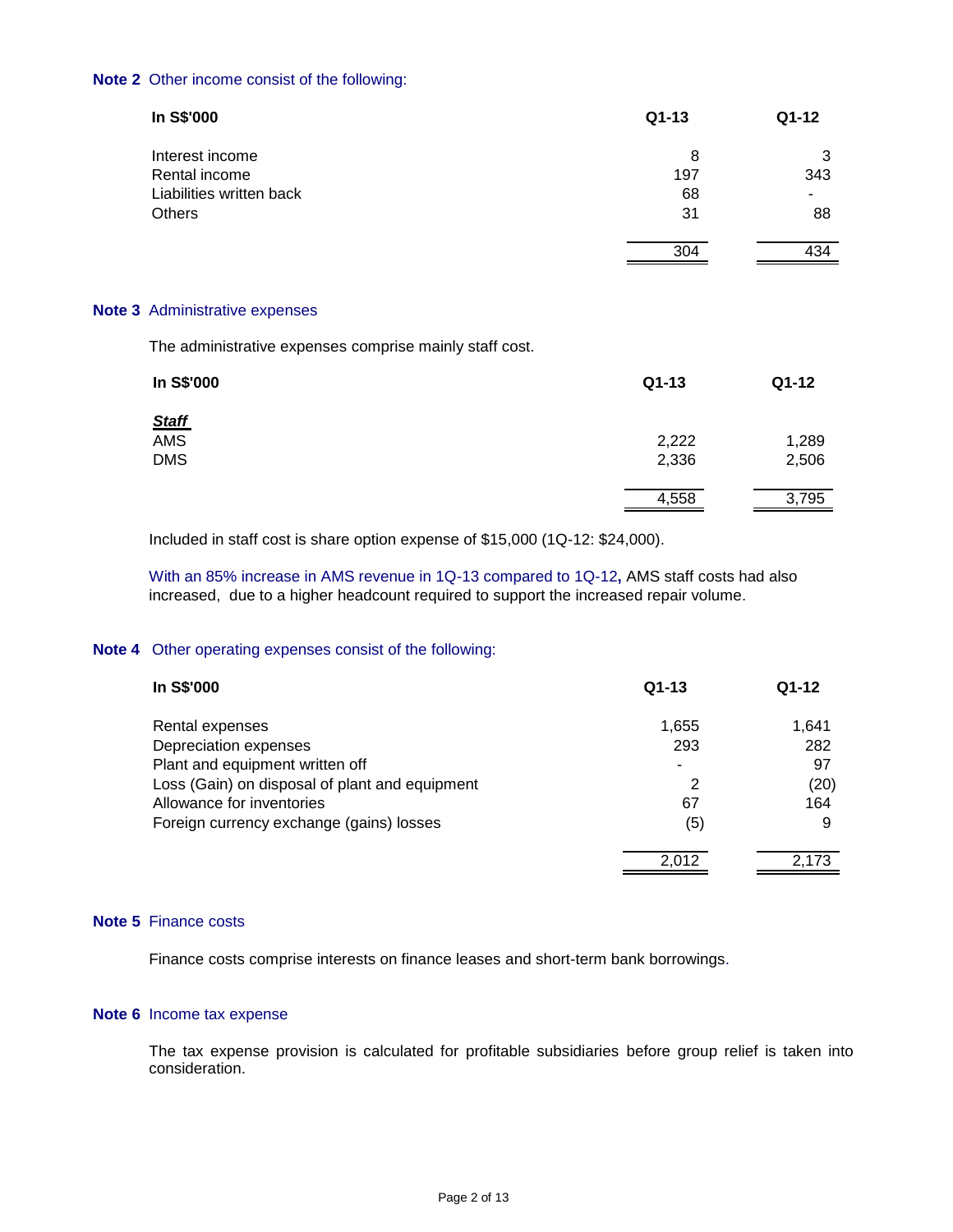**Note 2** Other income consist of the following:

| In S$'000 | Q1-13 | Q1-12 |
|---|---|---|
| Interest income | 8 | 3 |
| Rental income | 197 | 343 |
| Liabilities written back | 68 | - |
| Others | 31 | 88 |
| | 304 | 434 |

**Note 3** Administrative expenses

The administrative expenses comprise mainly staff cost.

| In S$'000 | Q1-13 | Q1-12 |
|---|---|---|
| ***Staff*** | | |
| AMS | 2,222 | 1,289 |
| DMS | 2,336 | 2,506 |
| | 4,558 | 3,795 |

Included in staff cost is share option expense of $15,000 (1Q-12: $24,000).

With an 85% increase in AMS revenue in 1Q-13 compared to 1Q-12**,** AMS staff costs had also increased, due to a higher headcount required to support the increased repair volume.

**Note 4** Other operating expenses consist of the following:

| In S$'000 | Q1-13 | Q1-12 |
|---|---|---|
| Rental expenses | 1,655 | 1,641 |
| Depreciation expenses | 293 | 282 |
| Plant and equipment written off | - | 97 |
| Loss (Gain) on disposal of plant and equipment | 2 | (20) |
| Allowance for inventories | 67 | 164 |
| Foreign currency exchange (gains) losses | (5) | 9 |
| | 2,012 | 2,173 |

**Note 5** Finance costs

Finance costs comprise interests on finance leases and short-term bank borrowings.

**Note 6** Income tax expense

The tax expense provision is calculated for profitable subsidiaries before group relief is taken into consideration.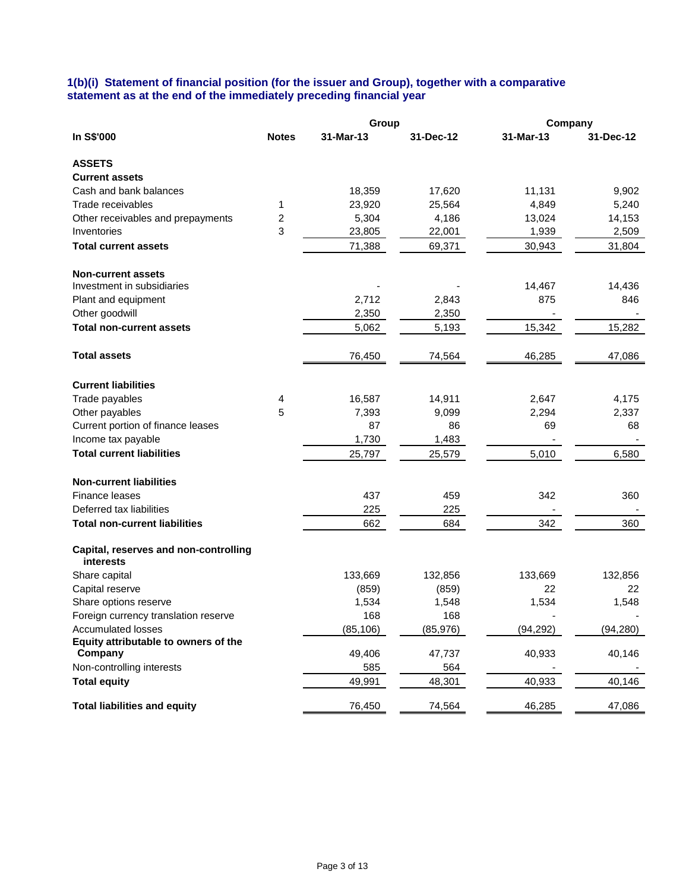### 1(b)(i) Statement of financial position (for the issuer and Group), together with a comparative statement as at the end of the immediately preceding financial year

| In S$'000 | Notes | Group | | Company | |
|---|---|---|---|---|---|
| | | 31-Mar-13 | 31-Dec-12 | 31-Mar-13 | 31-Dec-12 |
| **ASSETS** | | | | | |
| **Current assets** | | | | | |
| Cash and bank balances | | 18,359 | 17,620 | 11,131 | 9,902 |
| Trade receivables | 1 | 23,920 | 25,564 | 4,849 | 5,240 |
| Other receivables and prepayments | 2 | 5,304 | 4,186 | 13,024 | 14,153 |
| Inventories | 3 | 23,805 | 22,001 | 1,939 | 2,509 |
| **Total current assets** | | 71,388 | 69,371 | 30,943 | 31,804 |
| **Non-current assets** | | | | | |
| Investment in subsidiaries | | - | - | 14,467 | 14,436 |
| Plant and equipment | | 2,712 | 2,843 | 875 | 846 |
| Other goodwill | | 2,350 | 2,350 | - | - |
| **Total non-current assets** | | 5,062 | 5,193 | 15,342 | 15,282 |
| **Total assets** | | 76,450 | 74,564 | 46,285 | 47,086 |
| **Current liabilities** | | | | | |
| Trade payables | 4 | 16,587 | 14,911 | 2,647 | 4,175 |
| Other payables | 5 | 7,393 | 9,099 | 2,294 | 2,337 |
| Current portion of finance leases | | 87 | 86 | 69 | 68 |
| Income tax payable | | 1,730 | 1,483 | - | - |
| **Total current liabilities** | | 25,797 | 25,579 | 5,010 | 6,580 |
| **Non-current liabilities** | | | | | |
| Finance leases | | 437 | 459 | 342 | 360 |
| Deferred tax liabilities | | 225 | 225 | - | - |
| **Total non-current liabilities** | | 662 | 684 | 342 | 360 |
| **Capital, reserves and non-controlling interests** | | | | | |
| Share capital | | 133,669 | 132,856 | 133,669 | 132,856 |
| Capital reserve | | (859) | (859) | 22 | 22 |
| Share options reserve | | 1,534 | 1,548 | 1,534 | 1,548 |
| Foreign currency translation reserve | | 168 | 168 | - | - |
| Accumulated losses | | (85,106) | (85,976) | (94,292) | (94,280) |
| **Equity attributable to owners of the Company** | | 49,406 | 47,737 | 40,933 | 40,146 |
| Non-controlling interests | | 585 | 564 | - | - |
| **Total equity** | | 49,991 | 48,301 | 40,933 | 40,146 |
| **Total liabilities and equity** | | 76,450 | 74,564 | 46,285 | 47,086 |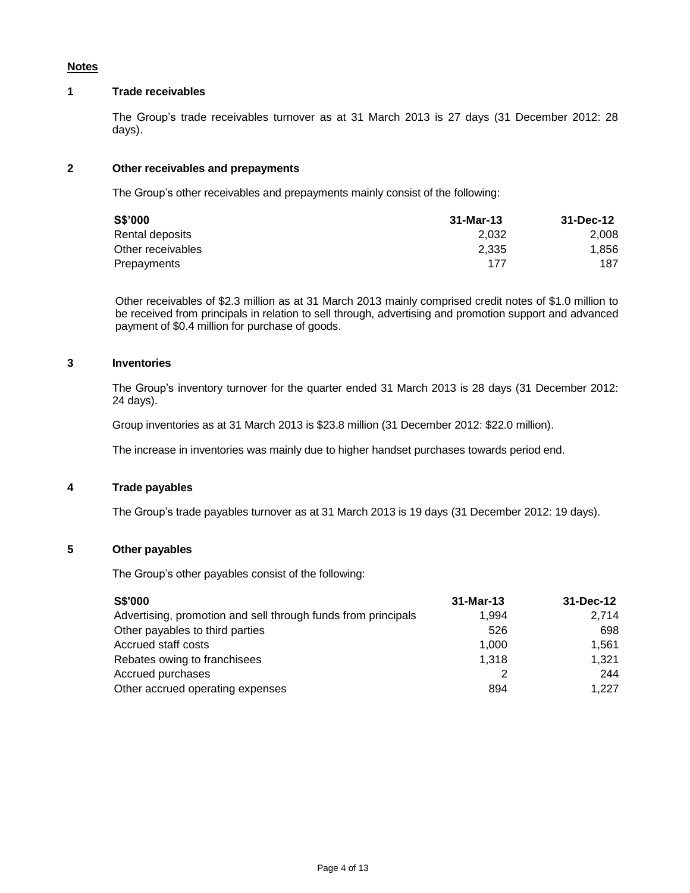## Notes

### 1 Trade receivables

The Group's trade receivables turnover as at 31 March 2013 is 27 days (31 December 2012: 28 days).

### 2 Other receivables and prepayments

The Group's other receivables and prepayments mainly consist of the following:

| S$'000 | 31-Mar-13 | 31-Dec-12 |
|---|---|---|
| Rental deposits | 2,032 | 2,008 |
| Other receivables | 2,335 | 1,856 |
| Prepayments | 177 | 187 |

Other receivables of $2.3 million as at 31 March 2013 mainly comprised credit notes of $1.0 million to be received from principals in relation to sell through, advertising and promotion support and advanced payment of $0.4 million for purchase of goods.

### 3 Inventories

The Group's inventory turnover for the quarter ended 31 March 2013 is 28 days (31 December 2012: 24 days).

Group inventories as at 31 March 2013 is $23.8 million (31 December 2012: $22.0 million).

The increase in inventories was mainly due to higher handset purchases towards period end.

### 4 Trade payables

The Group's trade payables turnover as at 31 March 2013 is 19 days (31 December 2012: 19 days).

### 5 Other payables

The Group's other payables consist of the following:

| S$'000 | 31-Mar-13 | 31-Dec-12 |
|---|---|---|
| Advertising, promotion and sell through funds from principals | 1,994 | 2,714 |
| Other payables to third parties | 526 | 698 |
| Accrued staff costs | 1,000 | 1,561 |
| Rebates owing to franchisees | 1,318 | 1,321 |
| Accrued purchases | 2 | 244 |
| Other accrued operating expenses | 894 | 1,227 |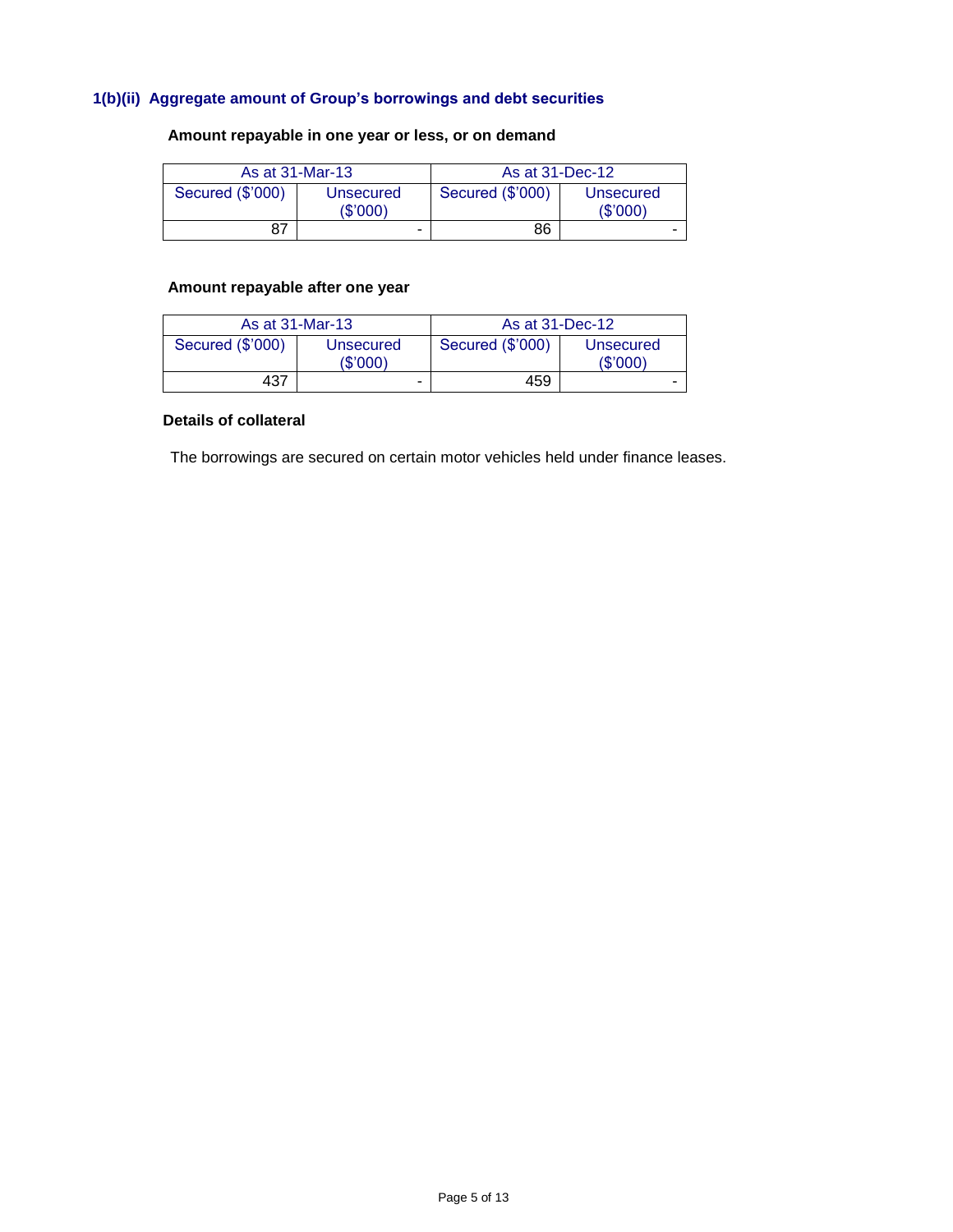### 1(b)(ii) Aggregate amount of Group's borrowings and debt securities

**Amount repayable in one year or less, or on demand**

| As at 31-Mar-13 | | As at 31-Dec-12 | |
|---|---|---|---|
| Secured ($'000) | Unsecured ($'000) | Secured ($'000) | Unsecured ($'000) |
| 87 | - | 86 | - |

**Amount repayable after one year**

| As at 31-Mar-13 | | As at 31-Dec-12 | |
|---|---|---|---|
| Secured ($'000) | Unsecured ($'000) | Secured ($'000) | Unsecured ($'000) |
| 437 | - | 459 | - |

**Details of collateral**

The borrowings are secured on certain motor vehicles held under finance leases.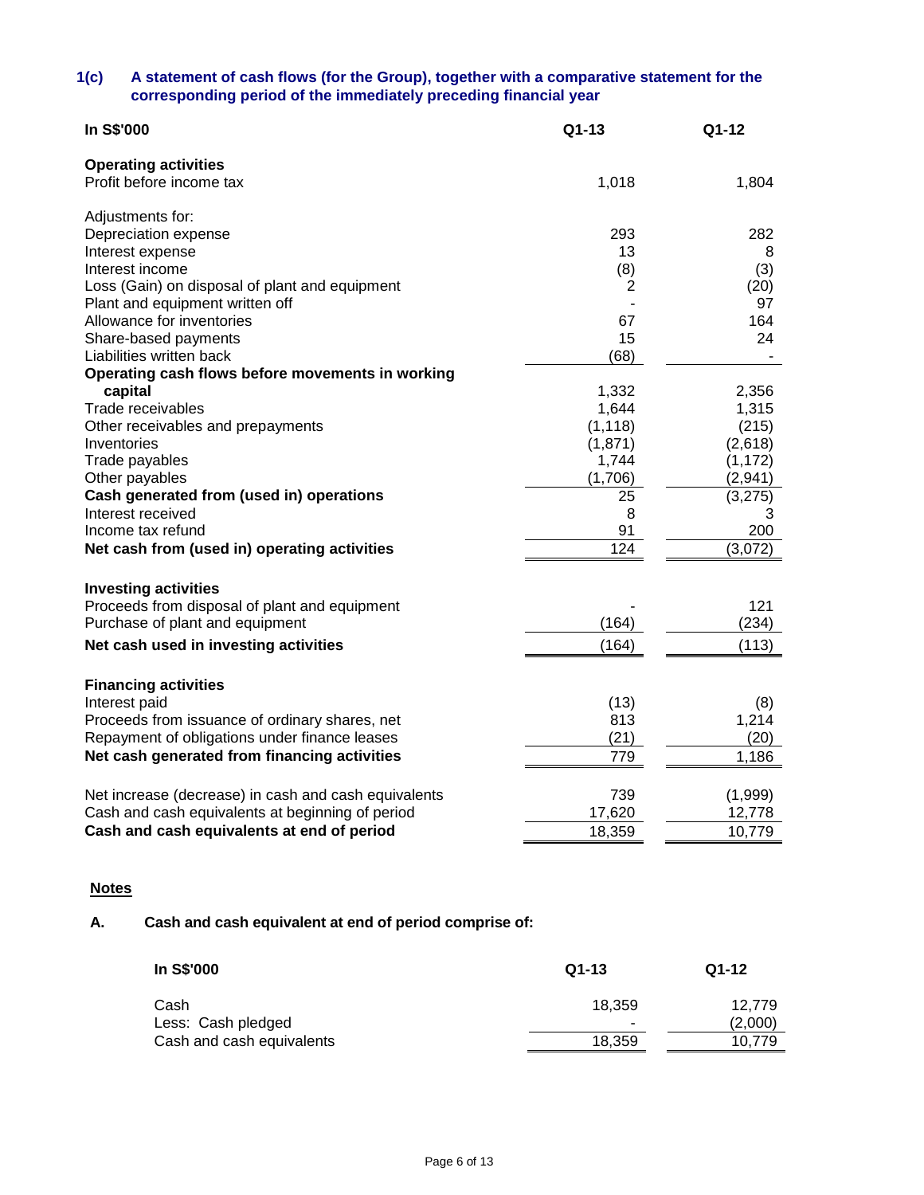### 1(c) A statement of cash flows (for the Group), together with a comparative statement for the corresponding period of the immediately preceding financial year

| In S$'000 | Q1-13 | Q1-12 |
|---|---|---|
| **Operating activities** | | |
| Profit before income tax | 1,018 | 1,804 |
| | | |
| Adjustments for: | | |
| Depreciation expense | 293 | 282 |
| Interest expense | 13 | 8 |
| Interest income | (8) | (3) |
| Loss (Gain) on disposal of plant and equipment | 2 | (20) |
| Plant and equipment written off | - | 97 |
| Allowance for inventories | 67 | 164 |
| Share-based payments | 15 | 24 |
| Liabilities written back | (68) | - |
| **Operating cash flows before movements in working capital** | 1,332 | 2,356 |
| Trade receivables | 1,644 | 1,315 |
| Other receivables and prepayments | (1,118) | (215) |
| Inventories | (1,871) | (2,618) |
| Trade payables | 1,744 | (1,172) |
| Other payables | (1,706) | (2,941) |
| **Cash generated from (used in) operations** | 25 | (3,275) |
| Interest received | 8 | 3 |
| Income tax refund | 91 | 200 |
| **Net cash from (used in) operating activities** | 124 | (3,072) |
| | | |
| **Investing activities** | | |
| Proceeds from disposal of plant and equipment | - | 121 |
| Purchase of plant and equipment | (164) | (234) |
| **Net cash used in investing activities** | (164) | (113) |
| | | |
| **Financing activities** | | |
| Interest paid | (13) | (8) |
| Proceeds from issuance of ordinary shares, net | 813 | 1,214 |
| Repayment of obligations under finance leases | (21) | (20) |
| **Net cash generated from financing activities** | 779 | 1,186 |
| | | |
| Net increase (decrease) in cash and cash equivalents | 739 | (1,999) |
| Cash and cash equivalents at beginning of period | 17,620 | 12,778 |
| **Cash and cash equivalents at end of period** | 18,359 | 10,779 |

**Notes**

**A. Cash and cash equivalent at end of period comprise of:**

| In S$'000 | Q1-13 | Q1-12 |
|---|---|---|
| Cash | 18,359 | 12,779 |
| Less: Cash pledged | - | (2,000) |
| Cash and cash equivalents | 18,359 | 10,779 |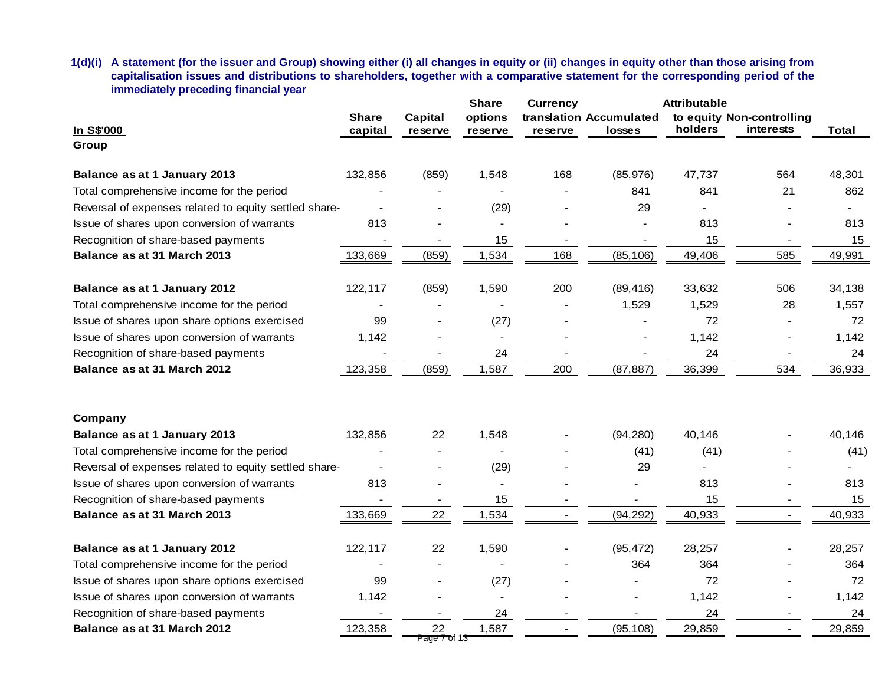**1(d)(i) A statement (for the issuer and Group) showing either (i) all changes in equity or (ii) changes in equity other than those arising from capitalisation issues and distributions to shareholders, together with a comparative statement for the corresponding period of the immediately preceding financial year**

| In S$'000 | Share capital | Capital reserve | Share options reserve | Currency translation reserve | Accumulated losses | Attributable to equity holders | Non-controlling interests | Total |
|---|---|---|---|---|---|---|---|---|
| **Group** | | | | | | | | |
| **Balance as at 1 January 2013** | 132,856 | (859) | 1,548 | 168 | (85,976) | 47,737 | 564 | 48,301 |
| Total comprehensive income for the period | - | - | - | - | 841 | 841 | 21 | 862 |
| Reversal of expenses related to equity settled share- | - | - | (29) | - | 29 | - | - | - |
| Issue of shares upon conversion of warrants | 813 | - | - | - | - | 813 | - | 813 |
| Recognition of share-based payments | - | - | 15 | - | - | 15 | - | 15 |
| **Balance as at 31 March 2013** | 133,669 | (859) | 1,534 | 168 | (85,106) | 49,406 | 585 | 49,991 |
| | | | | | | | | |
| **Balance as at 1 January 2012** | 122,117 | (859) | 1,590 | 200 | (89,416) | 33,632 | 506 | 34,138 |
| Total comprehensive income for the period | - | - | - | - | 1,529 | 1,529 | 28 | 1,557 |
| Issue of shares upon share options exercised | 99 | - | (27) | - | - | 72 | - | 72 |
| Issue of shares upon conversion of warrants | 1,142 | - | - | - | - | 1,142 | - | 1,142 |
| Recognition of share-based payments | - | - | 24 | - | - | 24 | - | 24 |
| **Balance as at 31 March 2012** | 123,358 | (859) | 1,587 | 200 | (87,887) | 36,399 | 534 | 36,933 |
| | | | | | | | | |
| **Company** | | | | | | | | |
| **Balance as at 1 January 2013** | 132,856 | 22 | 1,548 | - | (94,280) | 40,146 | - | 40,146 |
| Total comprehensive income for the period | - | - | - | - | (41) | (41) | - | (41) |
| Reversal of expenses related to equity settled share- | - | - | (29) | - | 29 | - | - | - |
| Issue of shares upon conversion of warrants | 813 | - | - | - | - | 813 | - | 813 |
| Recognition of share-based payments | - | - | 15 | - | - | 15 | - | 15 |
| **Balance as at 31 March 2013** | 133,669 | 22 | 1,534 | - | (94,292) | 40,933 | - | 40,933 |
| | | | | | | | | |
| **Balance as at 1 January 2012** | 122,117 | 22 | 1,590 | - | (95,472) | 28,257 | - | 28,257 |
| Total comprehensive income for the period | - | - | - | - | 364 | 364 | - | 364 |
| Issue of shares upon share options exercised | 99 | - | (27) | - | - | 72 | - | 72 |
| Issue of shares upon conversion of warrants | 1,142 | - | - | - | - | 1,142 | - | 1,142 |
| Recognition of share-based payments | - | - | 24 | - | - | 24 | - | 24 |
| **Balance as at 31 March 2012** | 123,358 | 22 | 1,587 | - | (95,108) | 29,859 | - | 29,859 |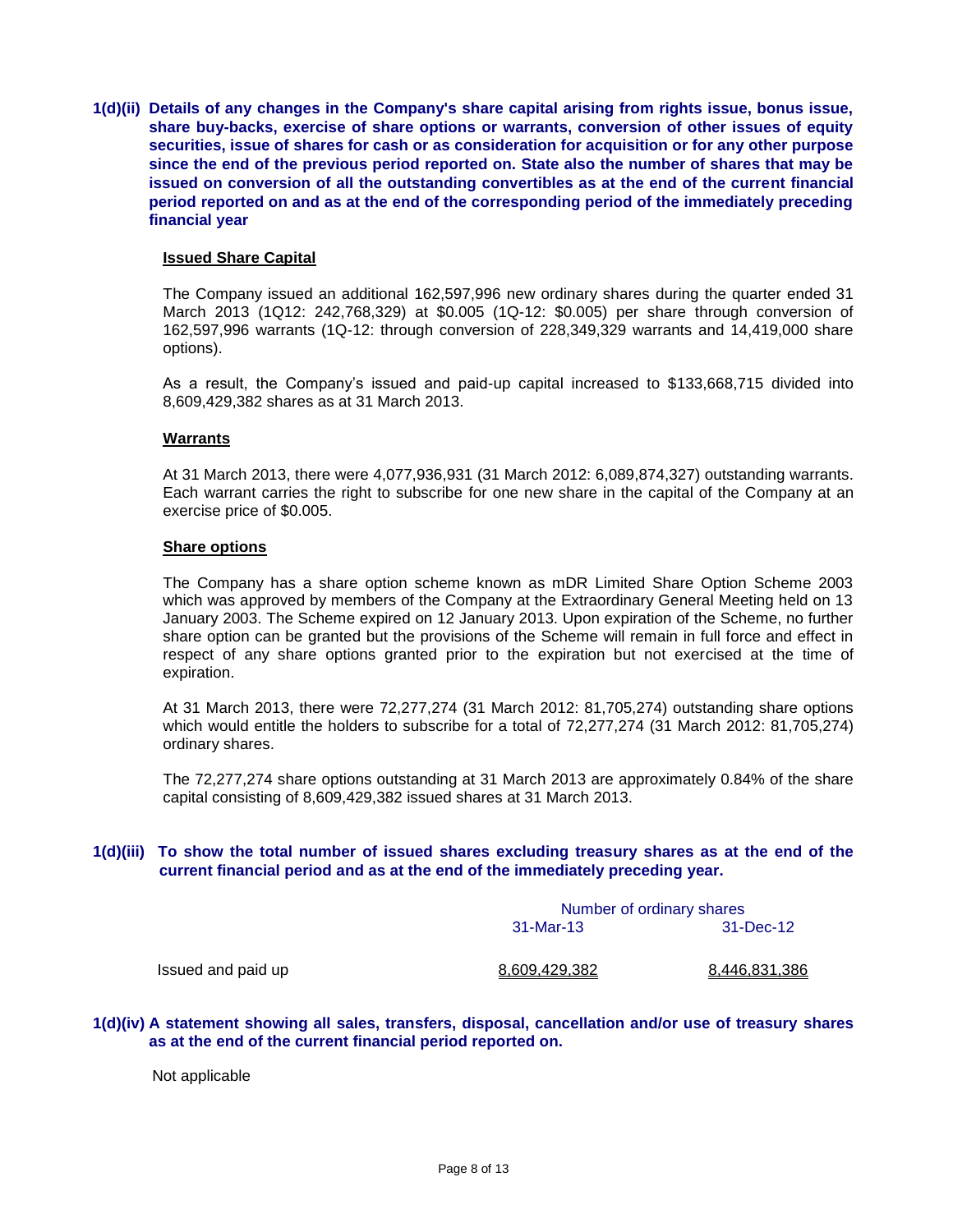**1(d)(ii) Details of any changes in the Company's share capital arising from rights issue, bonus issue, share buy-backs, exercise of share options or warrants, conversion of other issues of equity securities, issue of shares for cash or as consideration for acquisition or for any other purpose since the end of the previous period reported on. State also the number of shares that may be issued on conversion of all the outstanding convertibles as at the end of the current financial period reported on and as at the end of the corresponding period of the immediately preceding financial year**

**Issued Share Capital**

The Company issued an additional 162,597,996 new ordinary shares during the quarter ended 31 March 2013 (1Q12: 242,768,329) at $0.005 (1Q-12: $0.005) per share through conversion of 162,597,996 warrants (1Q-12: through conversion of 228,349,329 warrants and 14,419,000 share options).

As a result, the Company's issued and paid-up capital increased to $133,668,715 divided into 8,609,429,382 shares as at 31 March 2013.

**Warrants**

At 31 March 2013, there were 4,077,936,931 (31 March 2012: 6,089,874,327) outstanding warrants. Each warrant carries the right to subscribe for one new share in the capital of the Company at an exercise price of $0.005.

**Share options**

The Company has a share option scheme known as mDR Limited Share Option Scheme 2003 which was approved by members of the Company at the Extraordinary General Meeting held on 13 January 2003. The Scheme expired on 12 January 2013. Upon expiration of the Scheme, no further share option can be granted but the provisions of the Scheme will remain in full force and effect in respect of any share options granted prior to the expiration but not exercised at the time of expiration.

At 31 March 2013, there were 72,277,274 (31 March 2012: 81,705,274) outstanding share options which would entitle the holders to subscribe for a total of 72,277,274 (31 March 2012: 81,705,274) ordinary shares.

The 72,277,274 share options outstanding at 31 March 2013 are approximately 0.84% of the share capital consisting of 8,609,429,382 issued shares at 31 March 2013.

**1(d)(iii) To show the total number of issued shares excluding treasury shares as at the end of the current financial period and as at the end of the immediately preceding year.**

| | Number of ordinary shares | |
|---|---|---|
| | 31-Mar-13 | 31-Dec-12 |
| Issued and paid up | 8,609,429,382 | 8,446,831,386 |

**1(d)(iv) A statement showing all sales, transfers, disposal, cancellation and/or use of treasury shares as at the end of the current financial period reported on.**

Not applicable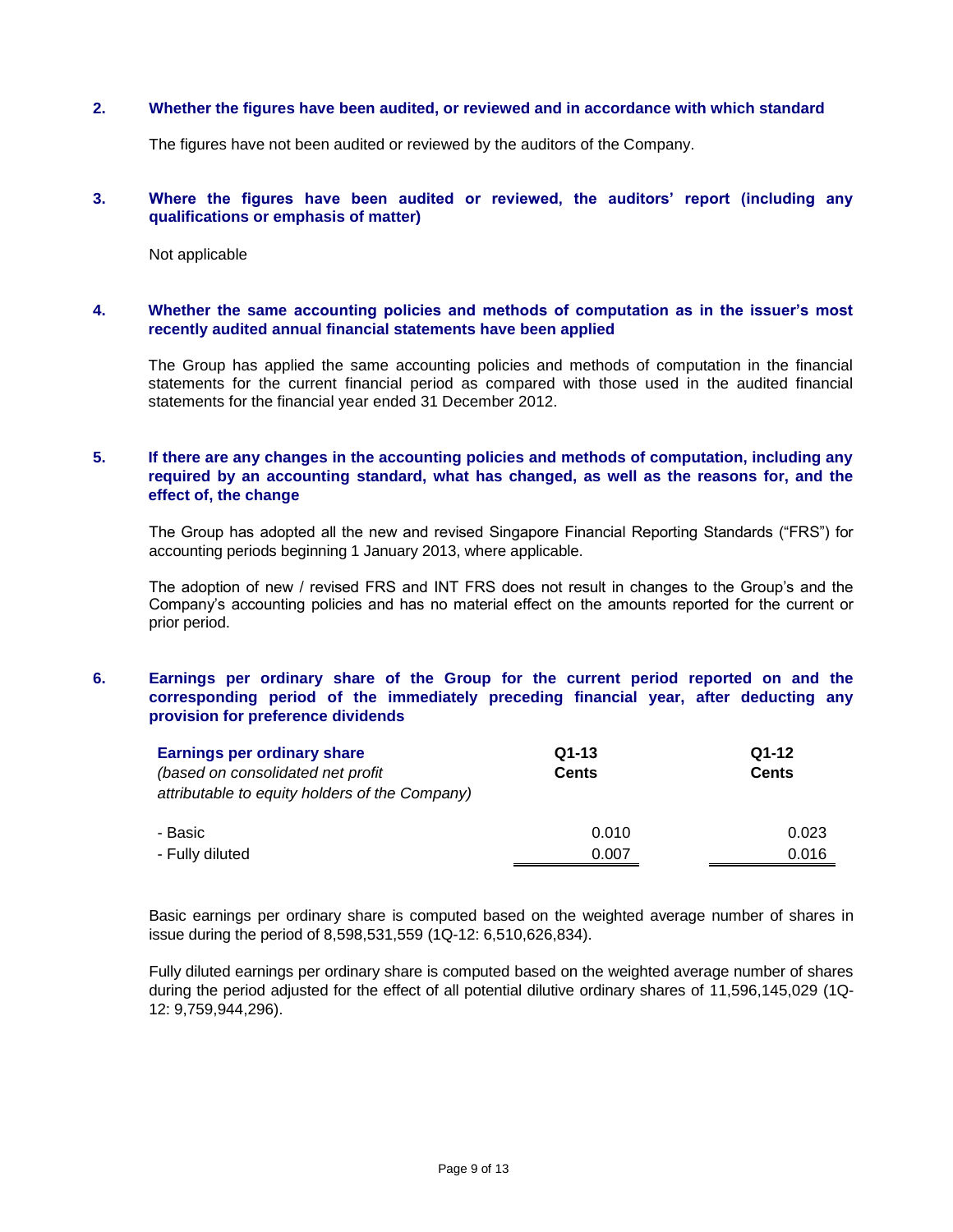**2. Whether the figures have been audited, or reviewed and in accordance with which standard**

The figures have not been audited or reviewed by the auditors of the Company.

**3. Where the figures have been audited or reviewed, the auditors' report (including any qualifications or emphasis of matter)**

Not applicable

**4. Whether the same accounting policies and methods of computation as in the issuer's most recently audited annual financial statements have been applied**

The Group has applied the same accounting policies and methods of computation in the financial statements for the current financial period as compared with those used in the audited financial statements for the financial year ended 31 December 2012.

**5. If there are any changes in the accounting policies and methods of computation, including any required by an accounting standard, what has changed, as well as the reasons for, and the effect of, the change**

The Group has adopted all the new and revised Singapore Financial Reporting Standards ("FRS") for accounting periods beginning 1 January 2013, where applicable.

The adoption of new / revised FRS and INT FRS does not result in changes to the Group's and the Company's accounting policies and has no material effect on the amounts reported for the current or prior period.

**6. Earnings per ordinary share of the Group for the current period reported on and the corresponding period of the immediately preceding financial year, after deducting any provision for preference dividends**

| **Earnings per ordinary share** *(based on consolidated net profit attributable to equity holders of the Company)* | **Q1-13 Cents** | **Q1-12 Cents** |
|---|---|---|
| - Basic | 0.010 | 0.023 |
| - Fully diluted | 0.007 | 0.016 |

Basic earnings per ordinary share is computed based on the weighted average number of shares in issue during the period of 8,598,531,559 (1Q-12: 6,510,626,834).

Fully diluted earnings per ordinary share is computed based on the weighted average number of shares during the period adjusted for the effect of all potential dilutive ordinary shares of 11,596,145,029 (1Q-12: 9,759,944,296).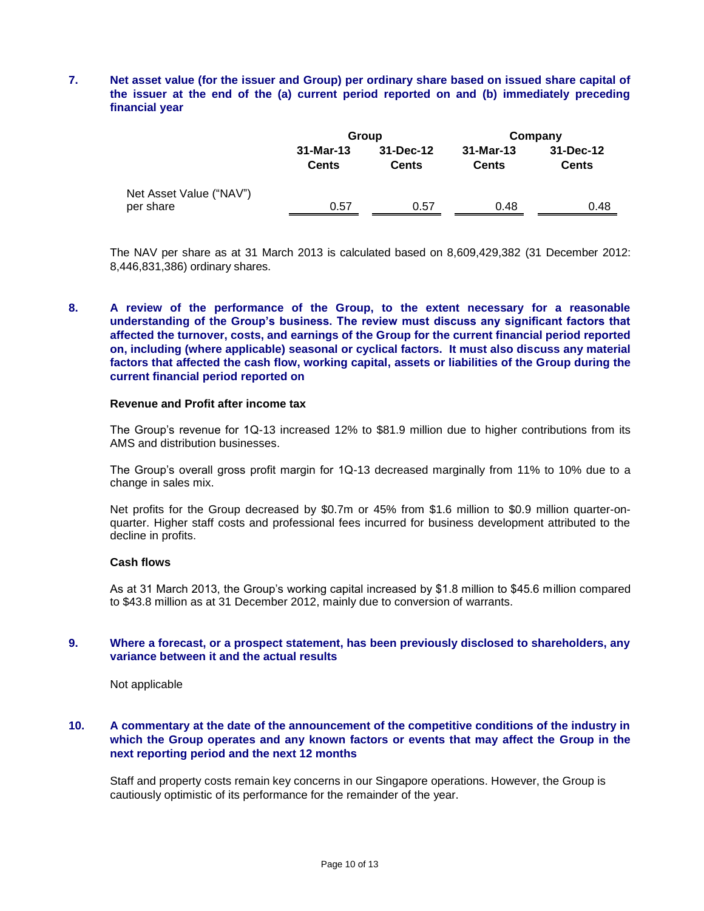**7. Net asset value (for the issuer and Group) per ordinary share based on issued share capital of the issuer at the end of the (a) current period reported on and (b) immediately preceding financial year**

| | Group | | Company | |
|---|---|---|---|---|
| | 31-Mar-13 Cents | 31-Dec-12 Cents | 31-Mar-13 Cents | 31-Dec-12 Cents |
| Net Asset Value ("NAV") per share | 0.57 | 0.57 | 0.48 | 0.48 |

The NAV per share as at 31 March 2013 is calculated based on 8,609,429,382 (31 December 2012: 8,446,831,386) ordinary shares.

**8. A review of the performance of the Group, to the extent necessary for a reasonable understanding of the Group's business. The review must discuss any significant factors that affected the turnover, costs, and earnings of the Group for the current financial period reported on, including (where applicable) seasonal or cyclical factors. It must also discuss any material factors that affected the cash flow, working capital, assets or liabilities of the Group during the current financial period reported on**

**Revenue and Profit after income tax**

The Group's revenue for 1Q-13 increased 12% to $81.9 million due to higher contributions from its AMS and distribution businesses.

The Group's overall gross profit margin for 1Q-13 decreased marginally from 11% to 10% due to a change in sales mix.

Net profits for the Group decreased by $0.7m or 45% from $1.6 million to $0.9 million quarter-on-quarter. Higher staff costs and professional fees incurred for business development attributed to the decline in profits.

**Cash flows**

As at 31 March 2013, the Group's working capital increased by $1.8 million to $45.6 million compared to $43.8 million as at 31 December 2012, mainly due to conversion of warrants.

**9. Where a forecast, or a prospect statement, has been previously disclosed to shareholders, any variance between it and the actual results**

Not applicable

**10. A commentary at the date of the announcement of the competitive conditions of the industry in which the Group operates and any known factors or events that may affect the Group in the next reporting period and the next 12 months**

Staff and property costs remain key concerns in our Singapore operations. However, the Group is cautiously optimistic of its performance for the remainder of the year.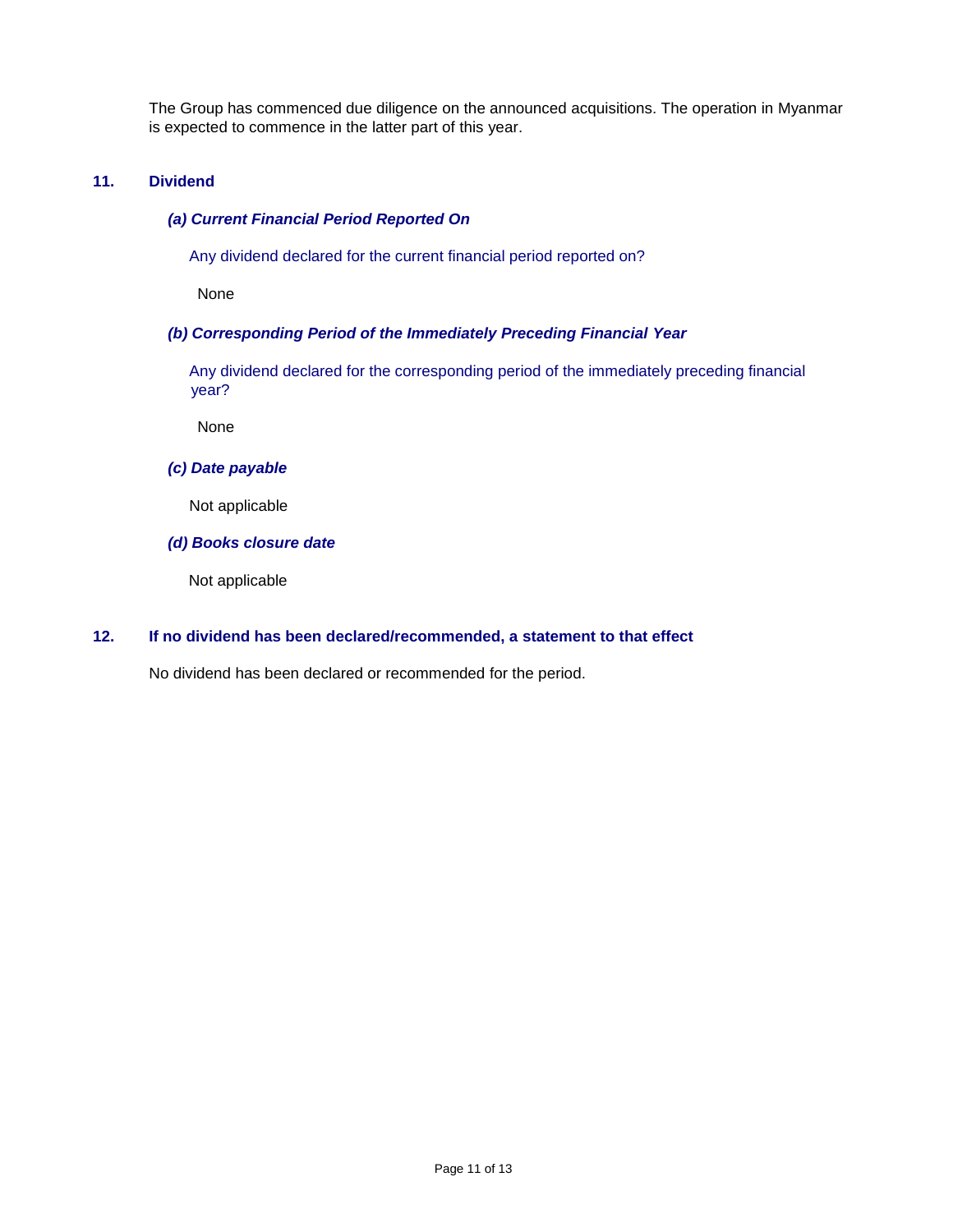The Group has commenced due diligence on the announced acquisitions. The operation in Myanmar is expected to commence in the latter part of this year.

## 11. Dividend

### *(a) Current Financial Period Reported On*

Any dividend declared for the current financial period reported on?

None

### *(b) Corresponding Period of the Immediately Preceding Financial Year*

Any dividend declared for the corresponding period of the immediately preceding financial year?

None

### *(c) Date payable*

Not applicable

### *(d) Books closure date*

Not applicable

## 12. If no dividend has been declared/recommended, a statement to that effect

No dividend has been declared or recommended for the period.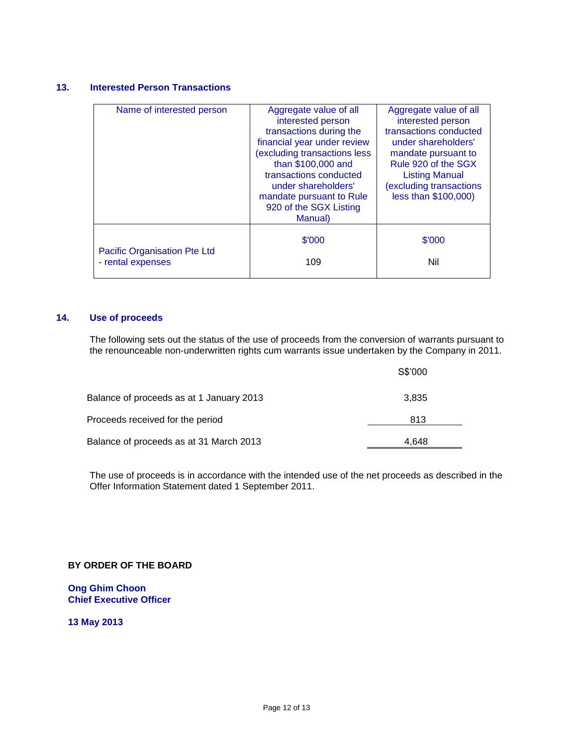## 13. Interested Person Transactions

| Name of interested person | Aggregate value of all interested person transactions during the financial year under review (excluding transactions less than $100,000 and transactions conducted under shareholders' mandate pursuant to Rule 920 of the SGX Listing Manual) | Aggregate value of all interested person transactions conducted under shareholders' mandate pursuant to Rule 920 of the SGX Listing Manual (excluding transactions less than $100,000) |
|---|---|---|
| | $'000 | $'000 |
| Pacific Organisation Pte Ltd<br>- rental expenses | 109 | Nil |

## 14. Use of proceeds

The following sets out the status of the use of proceeds from the conversion of warrants pursuant to the renounceable non-underwritten rights cum warrants issue undertaken by the Company in 2011.

| | S$'000 |
|---|---|
| Balance of proceeds as at 1 January 2013 | 3,835 |
| Proceeds received for the period | 813 |
| Balance of proceeds as at 31 March 2013 | 4,648 |

The use of proceeds is in accordance with the intended use of the net proceeds as described in the Offer Information Statement dated 1 September 2011.

**BY ORDER OF THE BOARD**

**Ong Ghim Choon**
**Chief Executive Officer**

**13 May 2013**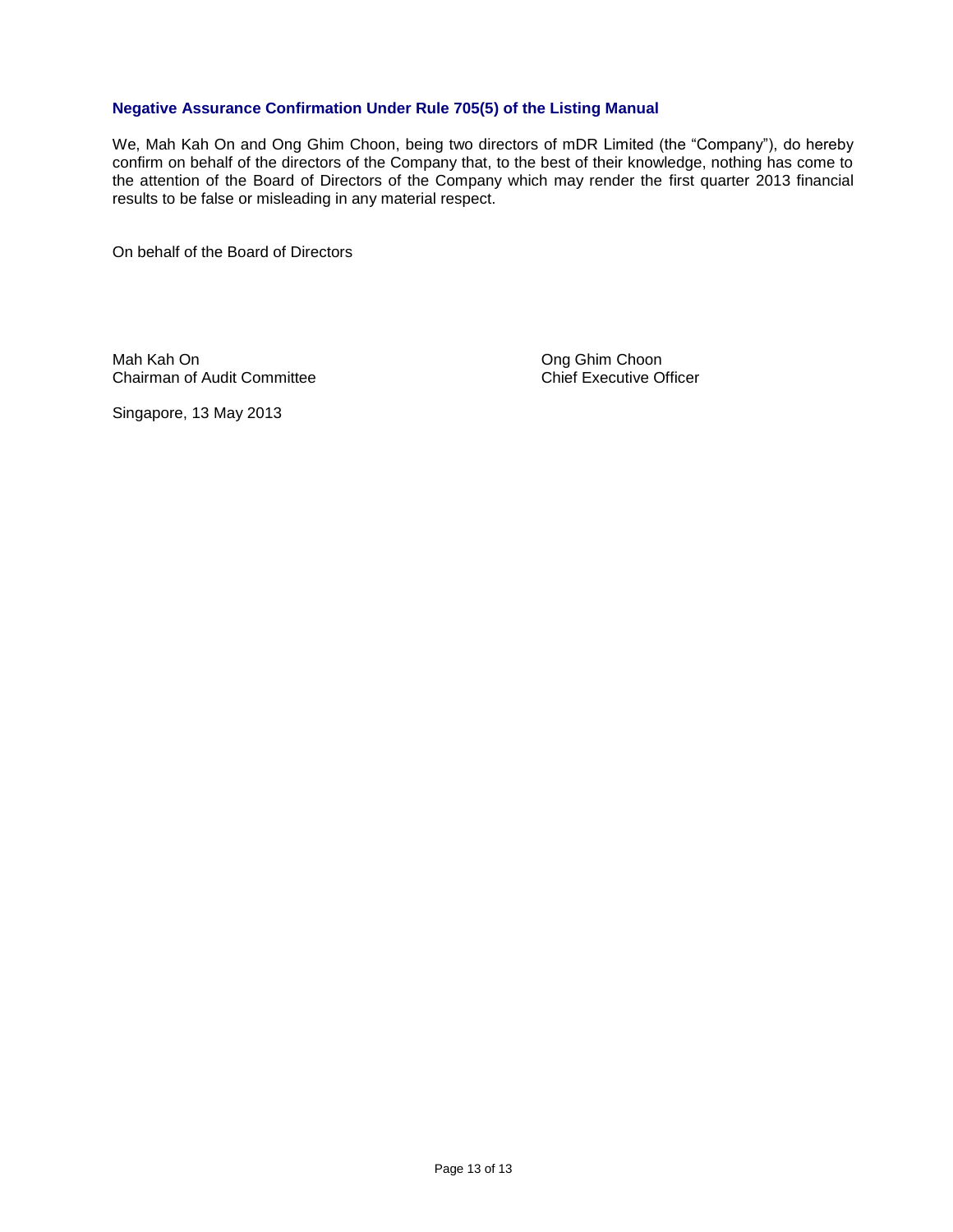### Negative Assurance Confirmation Under Rule 705(5) of the Listing Manual

We, Mah Kah On and Ong Ghim Choon, being two directors of mDR Limited (the "Company"), do hereby confirm on behalf of the directors of the Company that, to the best of their knowledge, nothing has come to the attention of the Board of Directors of the Company which may render the first quarter 2013 financial results to be false or misleading in any material respect.

On behalf of the Board of Directors

Mah Kah On
Chairman of Audit Committee

Ong Ghim Choon
Chief Executive Officer

Singapore, 13 May 2013